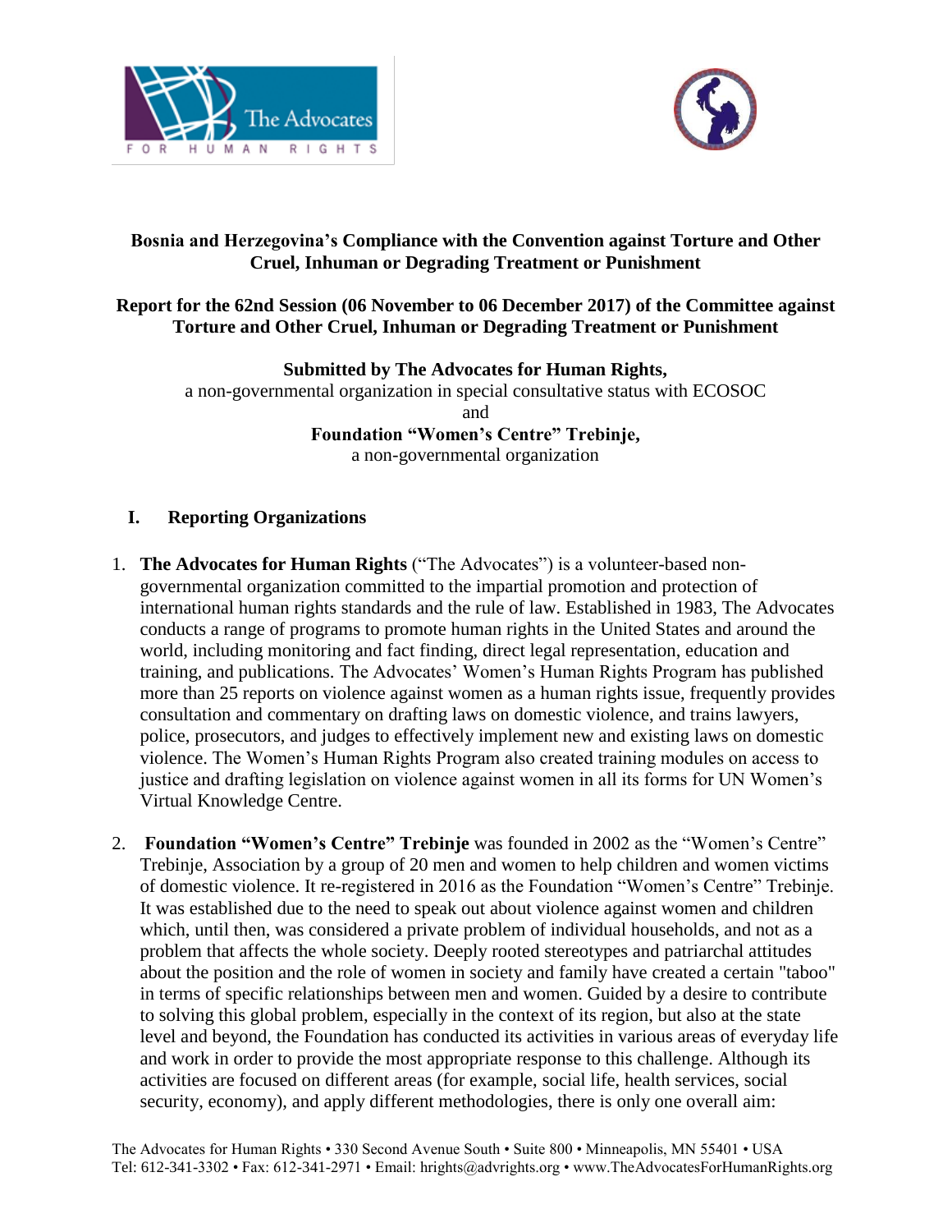**Bosnia and Herzegovina's Compliance with the Convention against Torture and Other Cruel, Inhuman or Degrading Treatment or Punishment**

**Report for the 62nd Session (06 November to 06 December 2017) of the Committee against Torture and Other Cruel, Inhuman or Degrading Treatment or Punishment**

**Submitted by The Advocates for Human Rights,**
a non-governmental organization in special consultative status with ECOSOC
and
**Foundation "Women's Centre" Trebinje,**
a non-governmental organization

## I. Reporting Organizations

1. **The Advocates for Human Rights** ("The Advocates") is a volunteer-based non-governmental organization committed to the impartial promotion and protection of international human rights standards and the rule of law. Established in 1983, The Advocates conducts a range of programs to promote human rights in the United States and around the world, including monitoring and fact finding, direct legal representation, education and training, and publications. The Advocates' Women's Human Rights Program has published more than 25 reports on violence against women as a human rights issue, frequently provides consultation and commentary on drafting laws on domestic violence, and trains lawyers, police, prosecutors, and judges to effectively implement new and existing laws on domestic violence. The Women's Human Rights Program also created training modules on access to justice and drafting legislation on violence against women in all its forms for UN Women's Virtual Knowledge Centre.

2. **Foundation "Women's Centre" Trebinje** was founded in 2002 as the "Women's Centre" Trebinje, Association by a group of 20 men and women to help children and women victims of domestic violence. It re-registered in 2016 as the Foundation "Women's Centre" Trebinje. It was established due to the need to speak out about violence against women and children which, until then, was considered a private problem of individual households, and not as a problem that affects the whole society. Deeply rooted stereotypes and patriarchal attitudes about the position and the role of women in society and family have created a certain "taboo" in terms of specific relationships between men and women. Guided by a desire to contribute to solving this global problem, especially in the context of its region, but also at the state level and beyond, the Foundation has conducted its activities in various areas of everyday life and work in order to provide the most appropriate response to this challenge. Although its activities are focused on different areas (for example, social life, health services, social security, economy), and apply different methodologies, there is only one overall aim: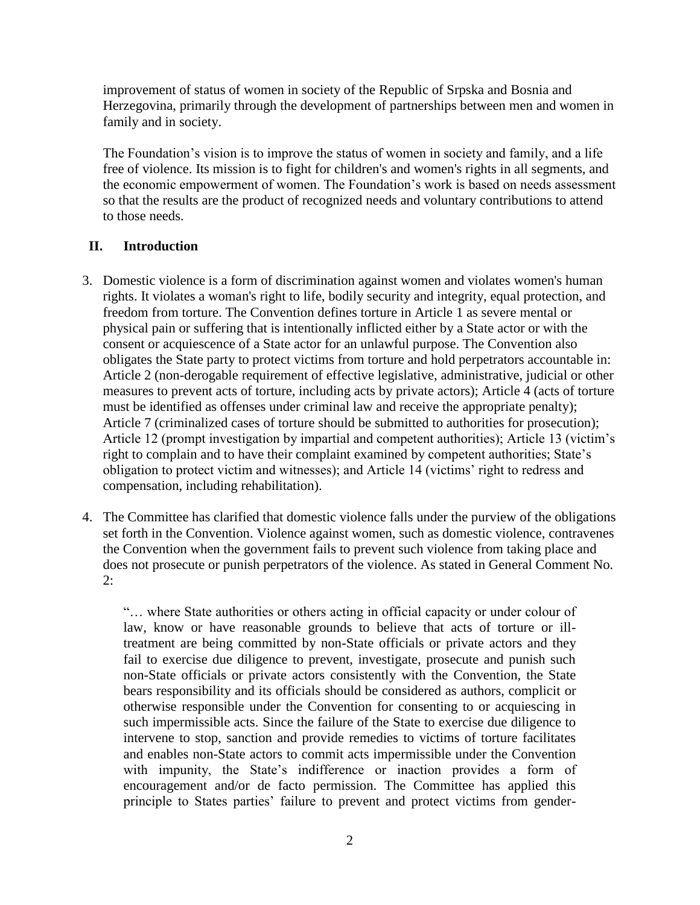improvement of status of women in society of the Republic of Srpska and Bosnia and Herzegovina, primarily through the development of partnerships between men and women in family and in society.

The Foundation's vision is to improve the status of women in society and family, and a life free of violence. Its mission is to fight for children's and women's rights in all segments, and the economic empowerment of women. The Foundation's work is based on needs assessment so that the results are the product of recognized needs and voluntary contributions to attend to those needs.

## II. Introduction

3. Domestic violence is a form of discrimination against women and violates women's human rights. It violates a woman's right to life, bodily security and integrity, equal protection, and freedom from torture. The Convention defines torture in Article 1 as severe mental or physical pain or suffering that is intentionally inflicted either by a State actor or with the consent or acquiescence of a State actor for an unlawful purpose. The Convention also obligates the State party to protect victims from torture and hold perpetrators accountable in: Article 2 (non-derogable requirement of effective legislative, administrative, judicial or other measures to prevent acts of torture, including acts by private actors); Article 4 (acts of torture must be identified as offenses under criminal law and receive the appropriate penalty); Article 7 (criminalized cases of torture should be submitted to authorities for prosecution); Article 12 (prompt investigation by impartial and competent authorities); Article 13 (victim's right to complain and to have their complaint examined by competent authorities; State's obligation to protect victim and witnesses); and Article 14 (victims' right to redress and compensation, including rehabilitation).

4. The Committee has clarified that domestic violence falls under the purview of the obligations set forth in the Convention. Violence against women, such as domestic violence, contravenes the Convention when the government fails to prevent such violence from taking place and does not prosecute or punish perpetrators of the violence. As stated in General Comment No. 2:

   > "… where State authorities or others acting in official capacity or under colour of law, know or have reasonable grounds to believe that acts of torture or ill-treatment are being committed by non-State officials or private actors and they fail to exercise due diligence to prevent, investigate, prosecute and punish such non-State officials or private actors consistently with the Convention, the State bears responsibility and its officials should be considered as authors, complicit or otherwise responsible under the Convention for consenting to or acquiescing in such impermissible acts. Since the failure of the State to exercise due diligence to intervene to stop, sanction and provide remedies to victims of torture facilitates and enables non-State actors to commit acts impermissible under the Convention with impunity, the State's indifference or inaction provides a form of encouragement and/or de facto permission. The Committee has applied this principle to States parties' failure to prevent and protect victims from gender-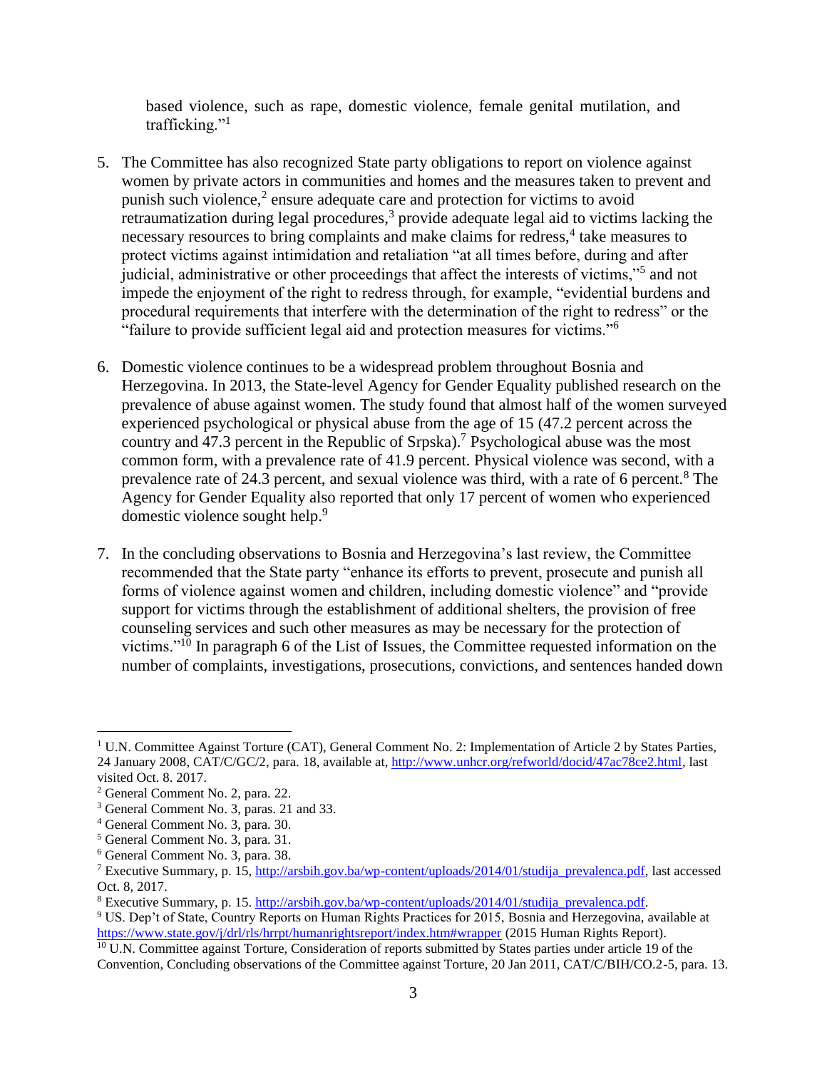based violence, such as rape, domestic violence, female genital mutilation, and trafficking."[1]

5. The Committee has also recognized State party obligations to report on violence against women by private actors in communities and homes and the measures taken to prevent and punish such violence,[2] ensure adequate care and protection for victims to avoid retraumatization during legal procedures,[3] provide adequate legal aid to victims lacking the necessary resources to bring complaints and make claims for redress,[4] take measures to protect victims against intimidation and retaliation "at all times before, during and after judicial, administrative or other proceedings that affect the interests of victims,"[5] and not impede the enjoyment of the right to redress through, for example, "evidential burdens and procedural requirements that interfere with the determination of the right to redress" or the "failure to provide sufficient legal aid and protection measures for victims."[6]

6. Domestic violence continues to be a widespread problem throughout Bosnia and Herzegovina. In 2013, the State-level Agency for Gender Equality published research on the prevalence of abuse against women. The study found that almost half of the women surveyed experienced psychological or physical abuse from the age of 15 (47.2 percent across the country and 47.3 percent in the Republic of Srpska).[7] Psychological abuse was the most common form, with a prevalence rate of 41.9 percent. Physical violence was second, with a prevalence rate of 24.3 percent, and sexual violence was third, with a rate of 6 percent.[8] The Agency for Gender Equality also reported that only 17 percent of women who experienced domestic violence sought help.[9]

7. In the concluding observations to Bosnia and Herzegovina's last review, the Committee recommended that the State party "enhance its efforts to prevent, prosecute and punish all forms of violence against women and children, including domestic violence" and "provide support for victims through the establishment of additional shelters, the provision of free counseling services and such other measures as may be necessary for the protection of victims."[10] In paragraph 6 of the List of Issues, the Committee requested information on the number of complaints, investigations, prosecutions, convictions, and sentences handed down

---

[1] U.N. Committee Against Torture (CAT), General Comment No. 2: Implementation of Article 2 by States Parties, 24 January 2008, CAT/C/GC/2, para. 18, available at, http://www.unhcr.org/refworld/docid/47ac78ce2.html, last visited Oct. 8. 2017.

[2] General Comment No. 2, para. 22.

[3] General Comment No. 3, paras. 21 and 33.

[4] General Comment No. 3, para. 30.

[5] General Comment No. 3, para. 31.

[6] General Comment No. 3, para. 38.

[7] Executive Summary, p. 15, http://arsbih.gov.ba/wp-content/uploads/2014/01/studija_prevalenca.pdf, last accessed Oct. 8, 2017.

[8] Executive Summary, p. 15. http://arsbih.gov.ba/wp-content/uploads/2014/01/studija_prevalenca.pdf.

[9] US. Dep't of State, Country Reports on Human Rights Practices for 2015, Bosnia and Herzegovina, available at https://www.state.gov/j/drl/rls/hrrpt/humanrightsreport/index.htm#wrapper (2015 Human Rights Report).

[10] U.N. Committee against Torture, Consideration of reports submitted by States parties under article 19 of the Convention, Concluding observations of the Committee against Torture, 20 Jan 2011, CAT/C/BIH/CO.2-5, para. 13.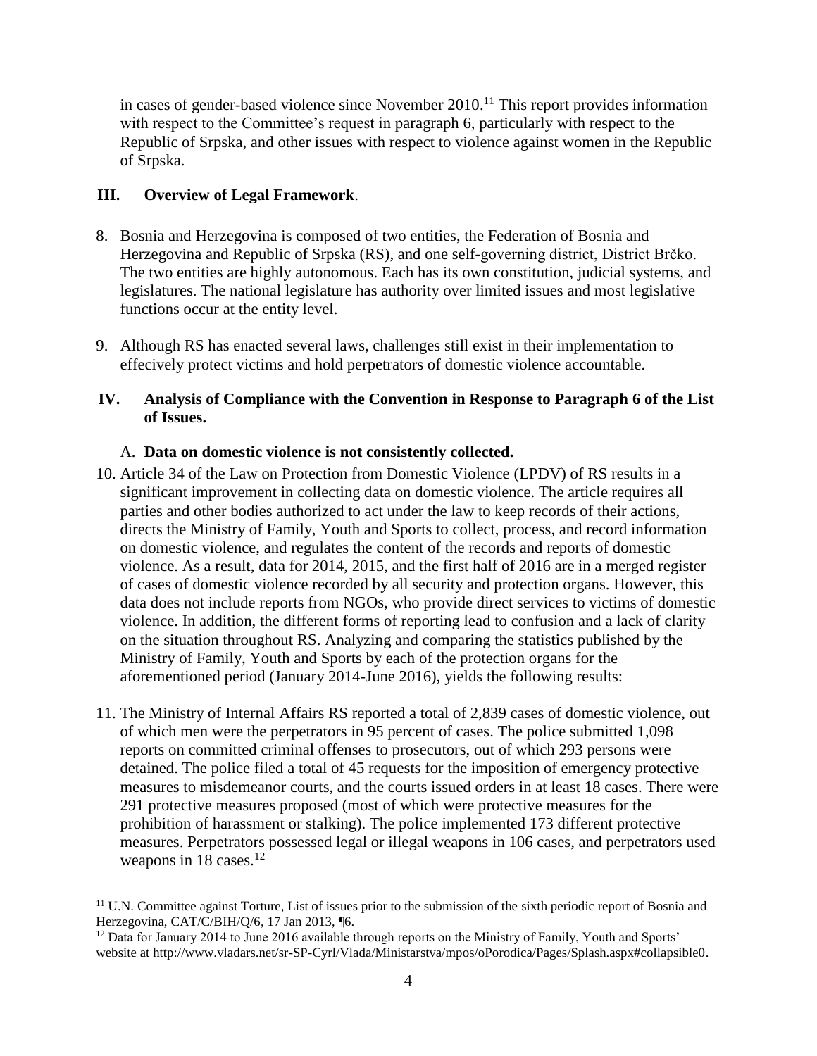in cases of gender-based violence since November 2010.[11] This report provides information with respect to the Committee's request in paragraph 6, particularly with respect to the Republic of Srpska, and other issues with respect to violence against women in the Republic of Srpska.

## III. Overview of Legal Framework.

8. Bosnia and Herzegovina is composed of two entities, the Federation of Bosnia and Herzegovina and Republic of Srpska (RS), and one self-governing district, District Brčko. The two entities are highly autonomous. Each has its own constitution, judicial systems, and legislatures. The national legislature has authority over limited issues and most legislative functions occur at the entity level.

9. Although RS has enacted several laws, challenges still exist in their implementation to effecively protect victims and hold perpetrators of domestic violence accountable.

## IV. Analysis of Compliance with the Convention in Response to Paragraph 6 of the List of Issues.

### A. Data on domestic violence is not consistently collected.

10. Article 34 of the Law on Protection from Domestic Violence (LPDV) of RS results in a significant improvement in collecting data on domestic violence. The article requires all parties and other bodies authorized to act under the law to keep records of their actions, directs the Ministry of Family, Youth and Sports to collect, process, and record information on domestic violence, and regulates the content of the records and reports of domestic violence. As a result, data for 2014, 2015, and the first half of 2016 are in a merged register of cases of domestic violence recorded by all security and protection organs. However, this data does not include reports from NGOs, who provide direct services to victims of domestic violence. In addition, the different forms of reporting lead to confusion and a lack of clarity on the situation throughout RS. Analyzing and comparing the statistics published by the Ministry of Family, Youth and Sports by each of the protection organs for the aforementioned period (January 2014-June 2016), yields the following results:

11. The Ministry of Internal Affairs RS reported a total of 2,839 cases of domestic violence, out of which men were the perpetrators in 95 percent of cases. The police submitted 1,098 reports on committed criminal offenses to prosecutors, out of which 293 persons were detained. The police filed a total of 45 requests for the imposition of emergency protective measures to misdemeanor courts, and the courts issued orders in at least 18 cases. There were 291 protective measures proposed (most of which were protective measures for the prohibition of harassment or stalking). The police implemented 173 different protective measures. Perpetrators possessed legal or illegal weapons in 106 cases, and perpetrators used weapons in 18 cases.[12]

---

[11] U.N. Committee against Torture, List of issues prior to the submission of the sixth periodic report of Bosnia and Herzegovina, CAT/C/BIH/Q/6, 17 Jan 2013, ¶6.

[12] Data for January 2014 to June 2016 available through reports on the Ministry of Family, Youth and Sports' website at http://www.vladars.net/sr-SP-Cyrl/Vlada/Ministarstva/mpos/oPorodica/Pages/Splash.aspx#collapsible0.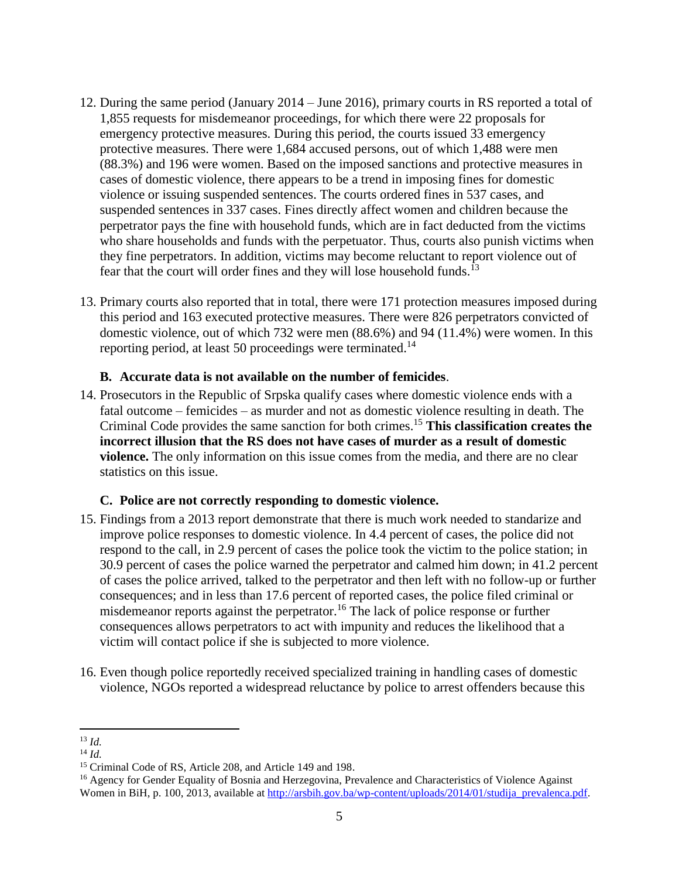12. During the same period (January 2014 – June 2016), primary courts in RS reported a total of 1,855 requests for misdemeanor proceedings, for which there were 22 proposals for emergency protective measures. During this period, the courts issued 33 emergency protective measures. There were 1,684 accused persons, out of which 1,488 were men (88.3%) and 196 were women. Based on the imposed sanctions and protective measures in cases of domestic violence, there appears to be a trend in imposing fines for domestic violence or issuing suspended sentences. The courts ordered fines in 537 cases, and suspended sentences in 337 cases. Fines directly affect women and children because the perpetrator pays the fine with household funds, which are in fact deducted from the victims who share households and funds with the perpetuator. Thus, courts also punish victims when they fine perpetrators. In addition, victims may become reluctant to report violence out of fear that the court will order fines and they will lose household funds.[13]

13. Primary courts also reported that in total, there were 171 protection measures imposed during this period and 163 executed protective measures. There were 826 perpetrators convicted of domestic violence, out of which 732 were men (88.6%) and 94 (11.4%) were women. In this reporting period, at least 50 proceedings were terminated.[14]

### B. Accurate data is not available on the number of femicides.

14. Prosecutors in the Republic of Srpska qualify cases where domestic violence ends with a fatal outcome – femicides – as murder and not as domestic violence resulting in death. The Criminal Code provides the same sanction for both crimes.[15] **This classification creates the incorrect illusion that the RS does not have cases of murder as a result of domestic violence.** The only information on this issue comes from the media, and there are no clear statistics on this issue.

### C. Police are not correctly responding to domestic violence.

15. Findings from a 2013 report demonstrate that there is much work needed to standarize and improve police responses to domestic violence. In 4.4 percent of cases, the police did not respond to the call, in 2.9 percent of cases the police took the victim to the police station; in 30.9 percent of cases the police warned the perpetrator and calmed him down; in 41.2 percent of cases the police arrived, talked to the perpetrator and then left with no follow-up or further consequences; and in less than 17.6 percent of reported cases, the police filed criminal or misdemeanor reports against the perpetrator.[16] The lack of police response or further consequences allows perpetrators to act with impunity and reduces the likelihood that a victim will contact police if she is subjected to more violence.

16. Even though police reportedly received specialized training in handling cases of domestic violence, NGOs reported a widespread reluctance by police to arrest offenders because this

---

[13] *Id.*

[14] *Id.*

[15] Criminal Code of RS, Article 208, and Article 149 and 198.

[16] Agency for Gender Equality of Bosnia and Herzegovina, Prevalence and Characteristics of Violence Against Women in BiH, p. 100, 2013, available at [http://arsbih.gov.ba/wp-content/uploads/2014/01/studija_prevalenca.pdf](http://arsbih.gov.ba/wp-content/uploads/2014/01/studija_prevalenca.pdf).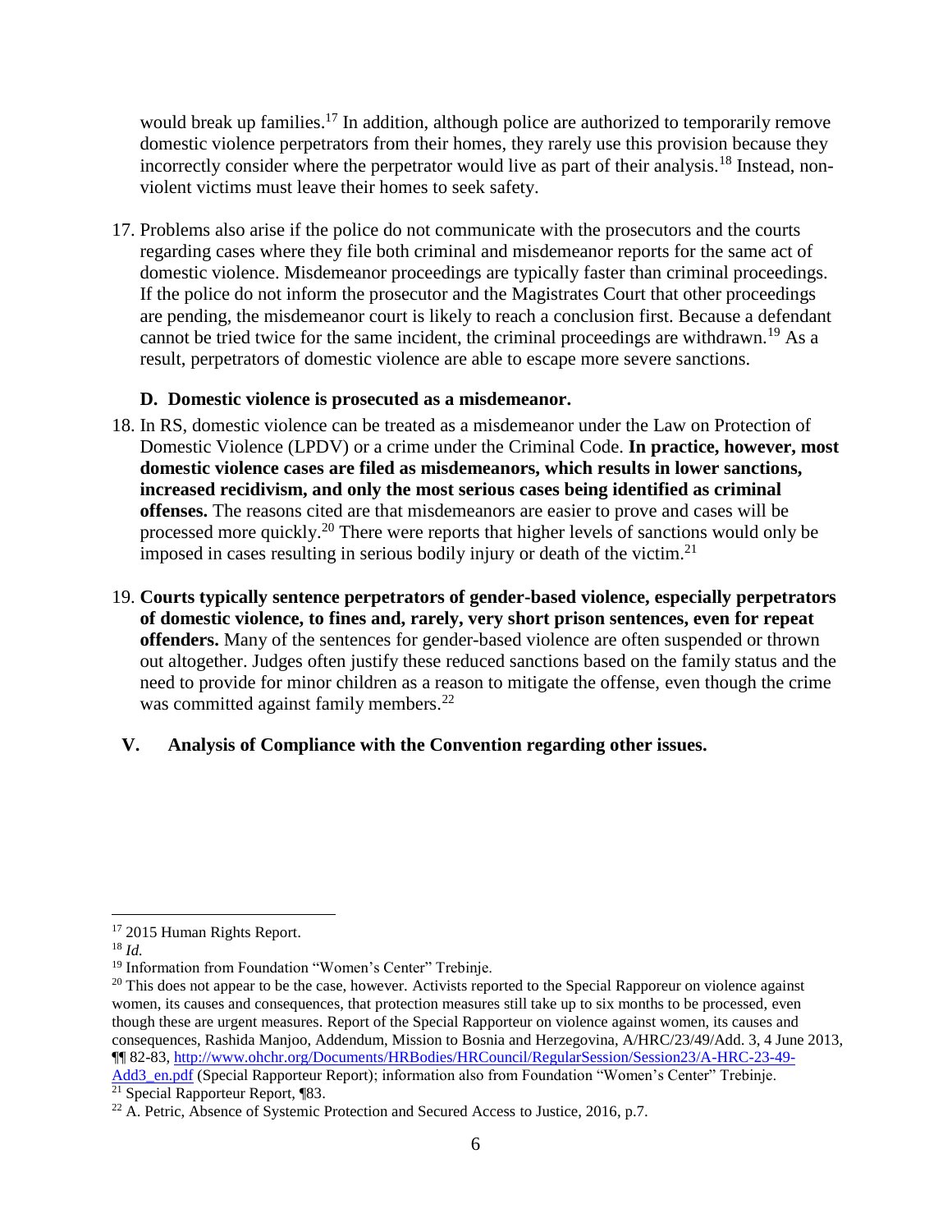would break up families.[17] In addition, although police are authorized to temporarily remove domestic violence perpetrators from their homes, they rarely use this provision because they incorrectly consider where the perpetrator would live as part of their analysis.[18] Instead, non-violent victims must leave their homes to seek safety.

17. Problems also arise if the police do not communicate with the prosecutors and the courts regarding cases where they file both criminal and misdemeanor reports for the same act of domestic violence. Misdemeanor proceedings are typically faster than criminal proceedings. If the police do not inform the prosecutor and the Magistrates Court that other proceedings are pending, the misdemeanor court is likely to reach a conclusion first. Because a defendant cannot be tried twice for the same incident, the criminal proceedings are withdrawn.[19] As a result, perpetrators of domestic violence are able to escape more severe sanctions.

### D. Domestic violence is prosecuted as a misdemeanor.

18. In RS, domestic violence can be treated as a misdemeanor under the Law on Protection of Domestic Violence (LPDV) or a crime under the Criminal Code. **In practice, however, most domestic violence cases are filed as misdemeanors, which results in lower sanctions, increased recidivism, and only the most serious cases being identified as criminal offenses.** The reasons cited are that misdemeanors are easier to prove and cases will be processed more quickly.[20] There were reports that higher levels of sanctions would only be imposed in cases resulting in serious bodily injury or death of the victim.[21]

19. **Courts typically sentence perpetrators of gender-based violence, especially perpetrators of domestic violence, to fines and, rarely, very short prison sentences, even for repeat offenders.** Many of the sentences for gender-based violence are often suspended or thrown out altogether. Judges often justify these reduced sanctions based on the family status and the need to provide for minor children as a reason to mitigate the offense, even though the crime was committed against family members.[22]

## V. Analysis of Compliance with the Convention regarding other issues.

---

[17] 2015 Human Rights Report.

[18] *Id.*

[19] Information from Foundation "Women's Center" Trebinje.

[20] This does not appear to be the case, however. Activists reported to the Special Rapporteur on violence against women, its causes and consequences, that protection measures still take up to six months to be processed, even though these are urgent measures. Report of the Special Rapporteur on violence against women, its causes and consequences, Rashida Manjoo, Addendum, Mission to Bosnia and Herzegovina, A/HRC/23/49/Add. 3, 4 June 2013, ¶¶ 82-83, http://www.ohchr.org/Documents/HRBodies/HRCouncil/RegularSession/Session23/A-HRC-23-49-Add3_en.pdf (Special Rapporteur Report); information also from Foundation "Women's Center" Trebinje.

[21] Special Rapporteur Report, ¶83.

[22] A. Petric, Absence of Systemic Protection and Secured Access to Justice, 2016, p.7.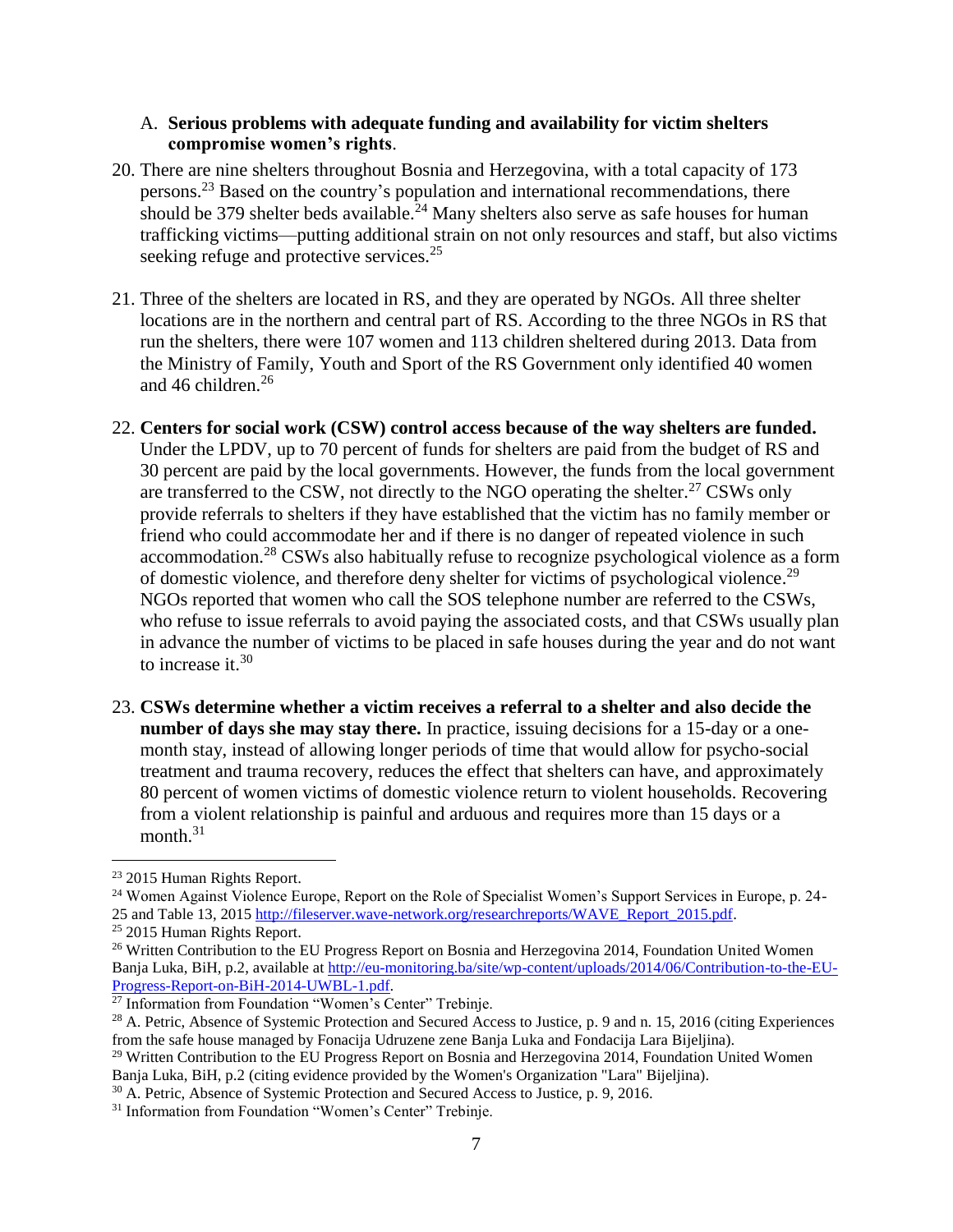A. **Serious problems with adequate funding and availability for victim shelters compromise women's rights**.

20. There are nine shelters throughout Bosnia and Herzegovina, with a total capacity of 173 persons.[23] Based on the country's population and international recommendations, there should be 379 shelter beds available.[24] Many shelters also serve as safe houses for human trafficking victims—putting additional strain on not only resources and staff, but also victims seeking refuge and protective services.[25]

21. Three of the shelters are located in RS, and they are operated by NGOs. All three shelter locations are in the northern and central part of RS. According to the three NGOs in RS that run the shelters, there were 107 women and 113 children sheltered during 2013. Data from the Ministry of Family, Youth and Sport of the RS Government only identified 40 women and 46 children.[26]

22. **Centers for social work (CSW) control access because of the way shelters are funded.** Under the LPDV, up to 70 percent of funds for shelters are paid from the budget of RS and 30 percent are paid by the local governments. However, the funds from the local government are transferred to the CSW, not directly to the NGO operating the shelter.[27] CSWs only provide referrals to shelters if they have established that the victim has no family member or friend who could accommodate her and if there is no danger of repeated violence in such accommodation.[28] CSWs also habitually refuse to recognize psychological violence as a form of domestic violence, and therefore deny shelter for victims of psychological violence.[29] NGOs reported that women who call the SOS telephone number are referred to the CSWs, who refuse to issue referrals to avoid paying the associated costs, and that CSWs usually plan in advance the number of victims to be placed in safe houses during the year and do not want to increase it.[30]

23. **CSWs determine whether a victim receives a referral to a shelter and also decide the number of days she may stay there.** In practice, issuing decisions for a 15-day or a one-month stay, instead of allowing longer periods of time that would allow for psycho-social treatment and trauma recovery, reduces the effect that shelters can have, and approximately 80 percent of women victims of domestic violence return to violent households. Recovering from a violent relationship is painful and arduous and requires more than 15 days or a month.[31]

---

[23] 2015 Human Rights Report.

[24] Women Against Violence Europe, Report on the Role of Specialist Women's Support Services in Europe, p. 24-25 and Table 13, 2015 http://fileserver.wave-network.org/researchreports/WAVE_Report_2015.pdf.

[25] 2015 Human Rights Report.

[26] Written Contribution to the EU Progress Report on Bosnia and Herzegovina 2014, Foundation United Women Banja Luka, BiH, p.2, available at http://eu-monitoring.ba/site/wp-content/uploads/2014/06/Contribution-to-the-EU-Progress-Report-on-BiH-2014-UWBL-1.pdf.

[27] Information from Foundation "Women's Center" Trebinje.

[28] A. Petric, Absence of Systemic Protection and Secured Access to Justice, p. 9 and n. 15, 2016 (citing Experiences from the safe house managed by Fonacija Udruzene zene Banja Luka and Fondacija Lara Bijeljina).

[29] Written Contribution to the EU Progress Report on Bosnia and Herzegovina 2014, Foundation United Women Banja Luka, BiH, p.2 (citing evidence provided by the Women's Organization "Lara" Bijeljina).

[30] A. Petric, Absence of Systemic Protection and Secured Access to Justice, p. 9, 2016.

[31] Information from Foundation "Women's Center" Trebinje.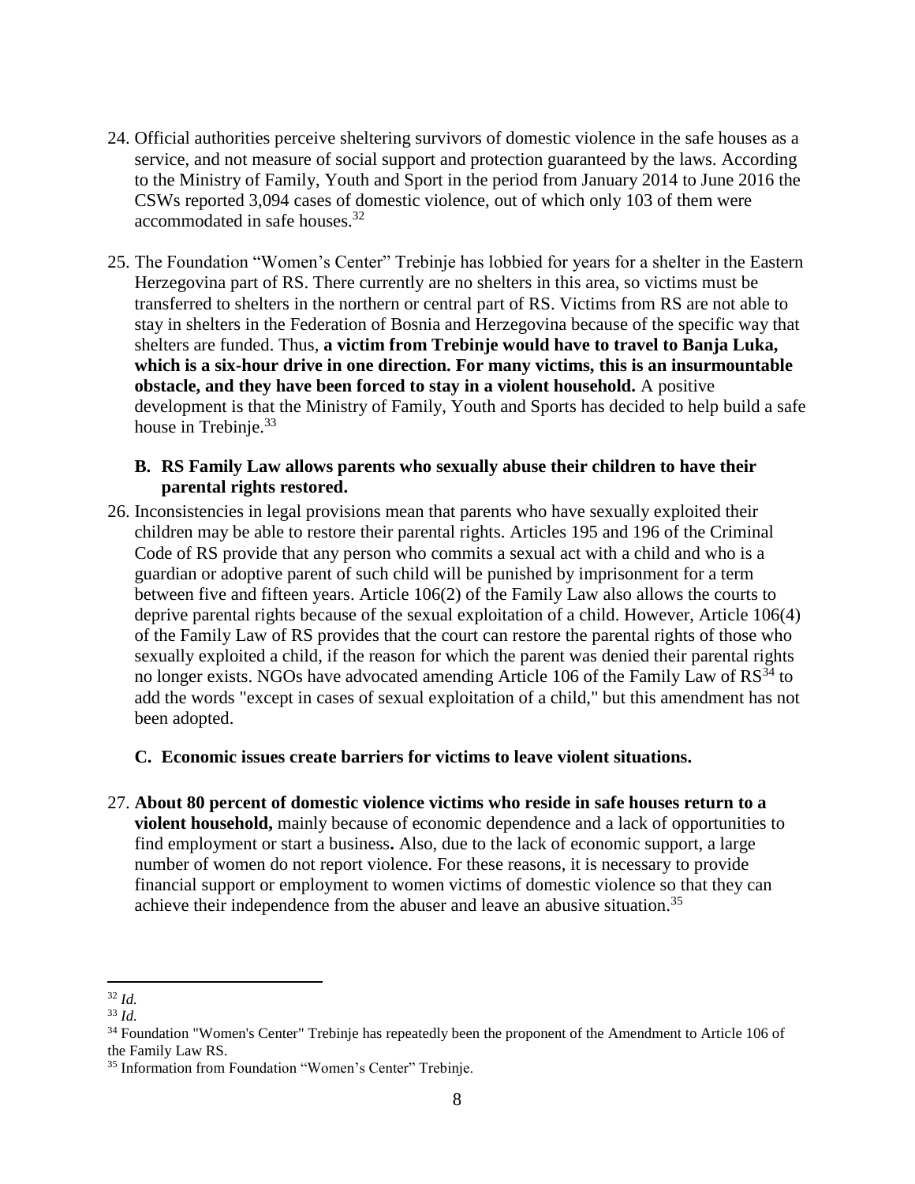24. Official authorities perceive sheltering survivors of domestic violence in the safe houses as a service, and not measure of social support and protection guaranteed by the laws. According to the Ministry of Family, Youth and Sport in the period from January 2014 to June 2016 the CSWs reported 3,094 cases of domestic violence, out of which only 103 of them were accommodated in safe houses.[32]

25. The Foundation "Women's Center" Trebinje has lobbied for years for a shelter in the Eastern Herzegovina part of RS. There currently are no shelters in this area, so victims must be transferred to shelters in the northern or central part of RS. Victims from RS are not able to stay in shelters in the Federation of Bosnia and Herzegovina because of the specific way that shelters are funded. Thus, **a victim from Trebinje would have to travel to Banja Luka, which is a six-hour drive in one direction. For many victims, this is an insurmountable obstacle, and they have been forced to stay in a violent household.** A positive development is that the Ministry of Family, Youth and Sports has decided to help build a safe house in Trebinje.[33]

### B. RS Family Law allows parents who sexually abuse their children to have their parental rights restored.

26. Inconsistencies in legal provisions mean that parents who have sexually exploited their children may be able to restore their parental rights. Articles 195 and 196 of the Criminal Code of RS provide that any person who commits a sexual act with a child and who is a guardian or adoptive parent of such child will be punished by imprisonment for a term between five and fifteen years. Article 106(2) of the Family Law also allows the courts to deprive parental rights because of the sexual exploitation of a child. However, Article 106(4) of the Family Law of RS provides that the court can restore the parental rights of those who sexually exploited a child, if the reason for which the parent was denied their parental rights no longer exists. NGOs have advocated amending Article 106 of the Family Law of RS[34] to add the words "except in cases of sexual exploitation of a child," but this amendment has not been adopted.

### C. Economic issues create barriers for victims to leave violent situations.

27. **About 80 percent of domestic violence victims who reside in safe houses return to a violent household,** mainly because of economic dependence and a lack of opportunities to find employment or start a business**.** Also, due to the lack of economic support, a large number of women do not report violence. For these reasons, it is necessary to provide financial support or employment to women victims of domestic violence so that they can achieve their independence from the abuser and leave an abusive situation.[35]

---

[32] *Id.*

[33] *Id.*

[34] Foundation "Women's Center" Trebinje has repeatedly been the proponent of the Amendment to Article 106 of the Family Law RS.

[35] Information from Foundation "Women's Center" Trebinje.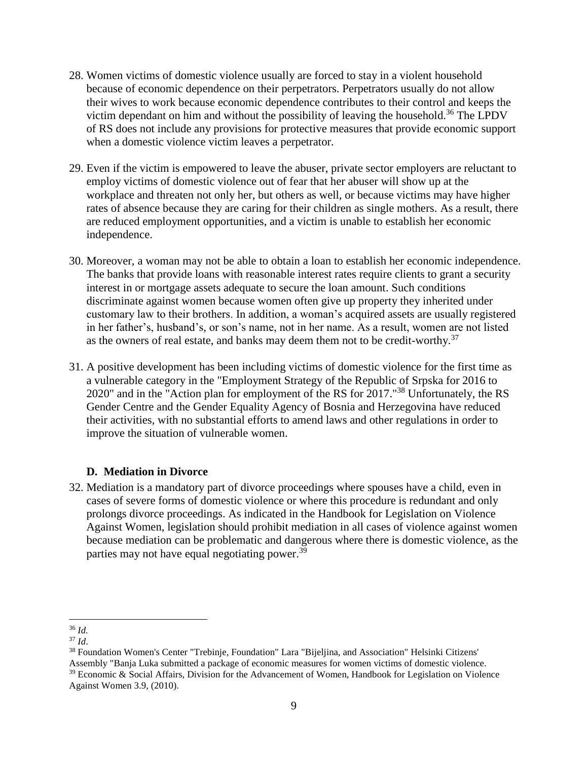28. Women victims of domestic violence usually are forced to stay in a violent household because of economic dependence on their perpetrators. Perpetrators usually do not allow their wives to work because economic dependence contributes to their control and keeps the victim dependant on him and without the possibility of leaving the household.[36] The LPDV of RS does not include any provisions for protective measures that provide economic support when a domestic violence victim leaves a perpetrator.

29. Even if the victim is empowered to leave the abuser, private sector employers are reluctant to employ victims of domestic violence out of fear that her abuser will show up at the workplace and threaten not only her, but others as well, or because victims may have higher rates of absence because they are caring for their children as single mothers. As a result, there are reduced employment opportunities, and a victim is unable to establish her economic independence.

30. Moreover, a woman may not be able to obtain a loan to establish her economic independence. The banks that provide loans with reasonable interest rates require clients to grant a security interest in or mortgage assets adequate to secure the loan amount. Such conditions discriminate against women because women often give up property they inherited under customary law to their brothers. In addition, a woman's acquired assets are usually registered in her father's, husband's, or son's name, not in her name. As a result, women are not listed as the owners of real estate, and banks may deem them not to be credit-worthy.[37]

31. A positive development has been including victims of domestic violence for the first time as a vulnerable category in the "Employment Strategy of the Republic of Srpska for 2016 to 2020" and in the "Action plan for employment of the RS for 2017."[38] Unfortunately, the RS Gender Centre and the Gender Equality Agency of Bosnia and Herzegovina have reduced their activities, with no substantial efforts to amend laws and other regulations in order to improve the situation of vulnerable women.

### D. Mediation in Divorce

32. Mediation is a mandatory part of divorce proceedings where spouses have a child, even in cases of severe forms of domestic violence or where this procedure is redundant and only prolongs divorce proceedings. As indicated in the Handbook for Legislation on Violence Against Women, legislation should prohibit mediation in all cases of violence against women because mediation can be problematic and dangerous where there is domestic violence, as the parties may not have equal negotiating power.[39]

---

[36] *Id.*

[37] *Id*.

[38] Foundation Women's Center "Trebinje, Foundation" Lara "Bijeljina, and Association" Helsinki Citizens' Assembly "Banja Luka submitted a package of economic measures for women victims of domestic violence.

[39] Economic & Social Affairs, Division for the Advancement of Women, Handbook for Legislation on Violence Against Women 3.9, (2010).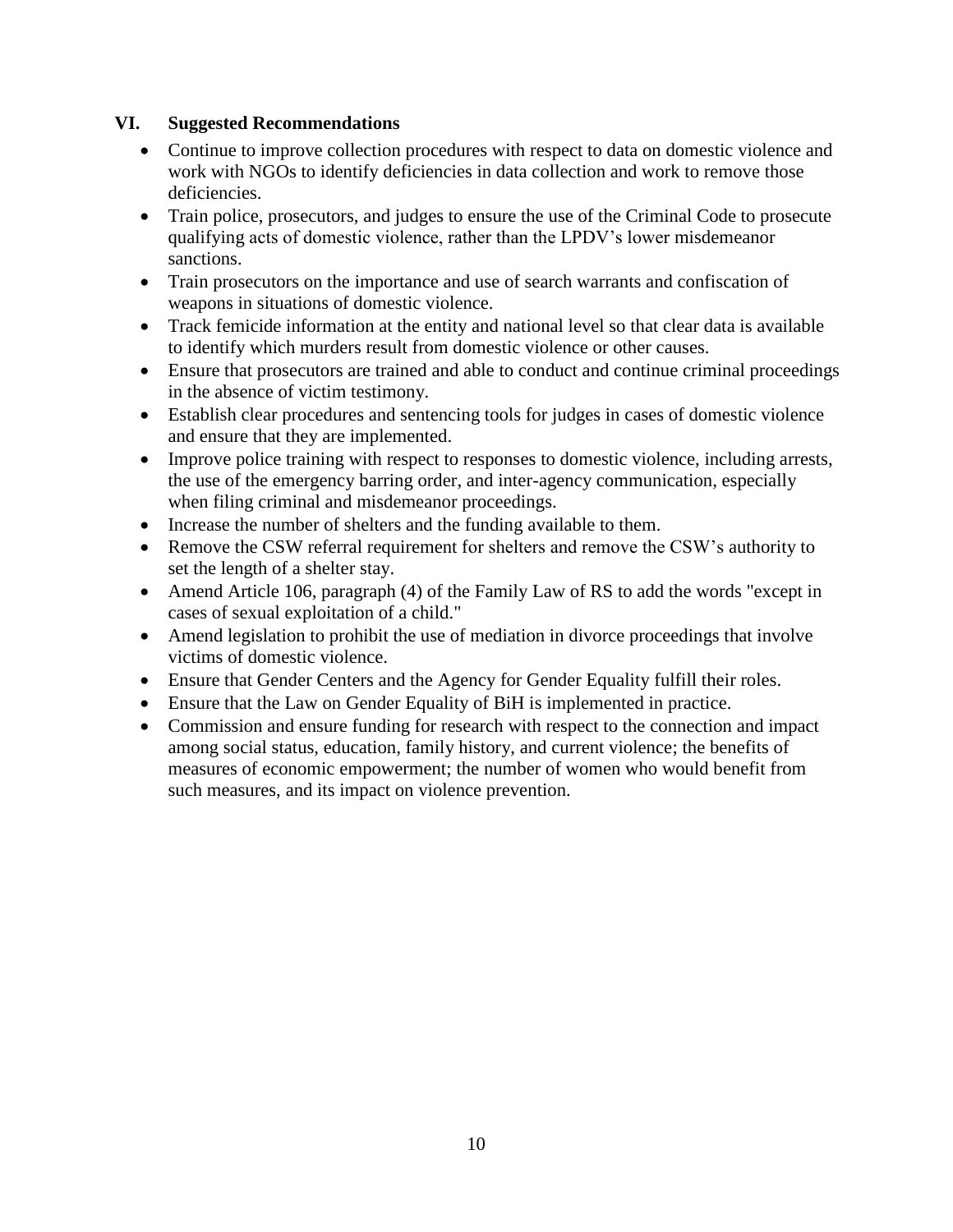## VI. Suggested Recommendations

- Continue to improve collection procedures with respect to data on domestic violence and work with NGOs to identify deficiencies in data collection and work to remove those deficiencies.
- Train police, prosecutors, and judges to ensure the use of the Criminal Code to prosecute qualifying acts of domestic violence, rather than the LPDV's lower misdemeanor sanctions.
- Train prosecutors on the importance and use of search warrants and confiscation of weapons in situations of domestic violence.
- Track femicide information at the entity and national level so that clear data is available to identify which murders result from domestic violence or other causes.
- Ensure that prosecutors are trained and able to conduct and continue criminal proceedings in the absence of victim testimony.
- Establish clear procedures and sentencing tools for judges in cases of domestic violence and ensure that they are implemented.
- Improve police training with respect to responses to domestic violence, including arrests, the use of the emergency barring order, and inter-agency communication, especially when filing criminal and misdemeanor proceedings.
- Increase the number of shelters and the funding available to them.
- Remove the CSW referral requirement for shelters and remove the CSW's authority to set the length of a shelter stay.
- Amend Article 106, paragraph (4) of the Family Law of RS to add the words "except in cases of sexual exploitation of a child."
- Amend legislation to prohibit the use of mediation in divorce proceedings that involve victims of domestic violence.
- Ensure that Gender Centers and the Agency for Gender Equality fulfill their roles.
- Ensure that the Law on Gender Equality of BiH is implemented in practice.
- Commission and ensure funding for research with respect to the connection and impact among social status, education, family history, and current violence; the benefits of measures of economic empowerment; the number of women who would benefit from such measures, and its impact on violence prevention.